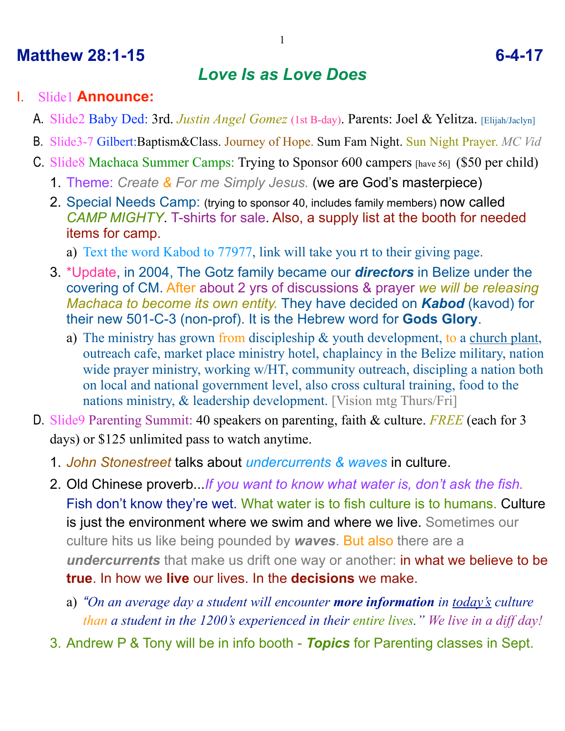## Matthew 28:1-15 6-4-17

## *Love Is as Love Does*

I. Slide1 **Announce:**

A. Slide2 Baby Ded: 3rd. *Justin Angel Gomez* (1st B-day). Parents: Joel & Yelitza. [Elijah/Jaclyn]

B. Slide3-7 Gilbert:Baptism&Class. Journey of Hope. Sum Fam Night. Sun Night Prayer. *MC Vid*

C. Slide8 Machaca Summer Camps: Trying to Sponsor 600 campers [have 56] ($50 per child)

1. Theme: *Create & For me Simply Jesus.* (we are God's masterpiece)
2. Special Needs Camp: (trying to sponsor 40, includes family members) now called *CAMP MIGHTY*. T-shirts for sale. Also, a supply list at the booth for needed items for camp.
   a) Text the word Kabod to 77977, link will take you rt to their giving page.
3. *Update, in 2004, The Gotz family became our ***directors*** in Belize under the covering of CM. After about 2 yrs of discussions & prayer *we will be releasing Machaca to become its own entity.* They have decided on ***Kabod*** (kavod) for their new 501-C-3 (non-prof). It is the Hebrew word for **Gods Glory**.
   a) The ministry has grown from discipleship & youth development, to a church plant, outreach cafe, market place ministry hotel, chaplaincy in the Belize military, nation wide prayer ministry, working w/HT, community outreach, discipling a nation both on local and national government level, also cross cultural training, food to the nations ministry, & leadership development. [Vision mtg Thurs/Fri]

D. Slide9 Parenting Summit: 40 speakers on parenting, faith & culture. *FREE* (each for 3 days) or $125 unlimited pass to watch anytime.

1. *John Stonestreet* talks about *undercurrents & waves* in culture.
2. Old Chinese proverb...*If you want to know what water is, don't ask the fish.* Fish don't know they're wet. What water is to fish culture is to humans. Culture is just the environment where we swim and where we live. Sometimes our culture hits us like being pounded by ***waves***. But also there are a ***undercurrents*** that make us drift one way or another: in what we believe to be **true**. In how we **live** our lives. In the **decisions** we make.
   a) *"On an average day a student will encounter* ***more information*** *in today's culture than a student in the 1200's experienced in their entire lives." We live in a diff day!*
3. Andrew P & Tony will be in info booth - ***Topics*** for Parenting classes in Sept.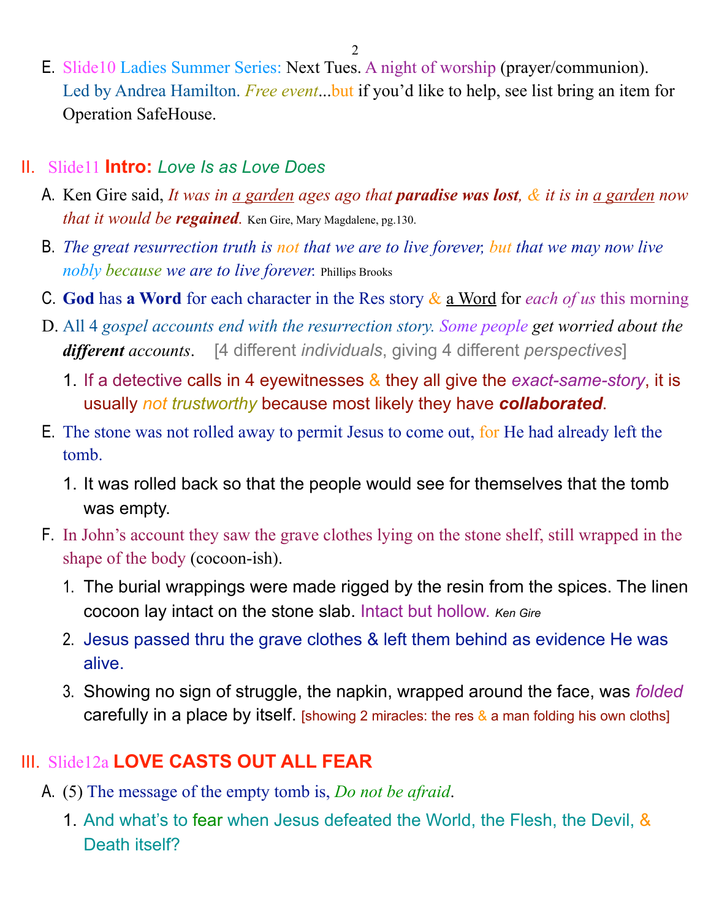E. Slide10 Ladies Summer Series: Next Tues. A night of worship (prayer/communion). Led by Andrea Hamilton. *Free event*...but if you'd like to help, see list bring an item for Operation SafeHouse.

## II. Slide11 **Intro:** *Love Is as Love Does*

A. Ken Gire said, *It was in a garden ages ago that **paradise was lost**, & it is in a garden now that it would be **regained**.* Ken Gire, Mary Magdalene, pg.130.

B. *The great resurrection truth is not that we are to live forever, but that we may now live nobly because we are to live forever.* Phillips Brooks

C. **God** has **a Word** for each character in the Res story & a Word for *each of us* this morning

D. All 4 *gospel accounts end with the resurrection story. Some people get worried about the **different** accounts*. [4 different *individuals*, giving 4 different *perspectives*]

1. If a detective calls in 4 eyewitnesses & they all give the *exact-same-story*, it is usually *not trustworthy* because most likely they have ***collaborated***.

E. The stone was not rolled away to permit Jesus to come out, for He had already left the tomb.

1. It was rolled back so that the people would see for themselves that the tomb was empty.

F. In John's account they saw the grave clothes lying on the stone shelf, still wrapped in the shape of the body (cocoon-ish).

1. The burial wrappings were made rigged by the resin from the spices. The linen cocoon lay intact on the stone slab. Intact but hollow. *Ken Gire*
2. Jesus passed thru the grave clothes & left them behind as evidence He was alive.
3. Showing no sign of struggle, the napkin, wrapped around the face, was *folded* carefully in a place by itself. [showing 2 miracles: the res & a man folding his own cloths]

## III. Slide12a **LOVE CASTS OUT ALL FEAR**

A. (5) The message of the empty tomb is, *Do not be afraid*.

1. And what's to fear when Jesus defeated the World, the Flesh, the Devil, & Death itself?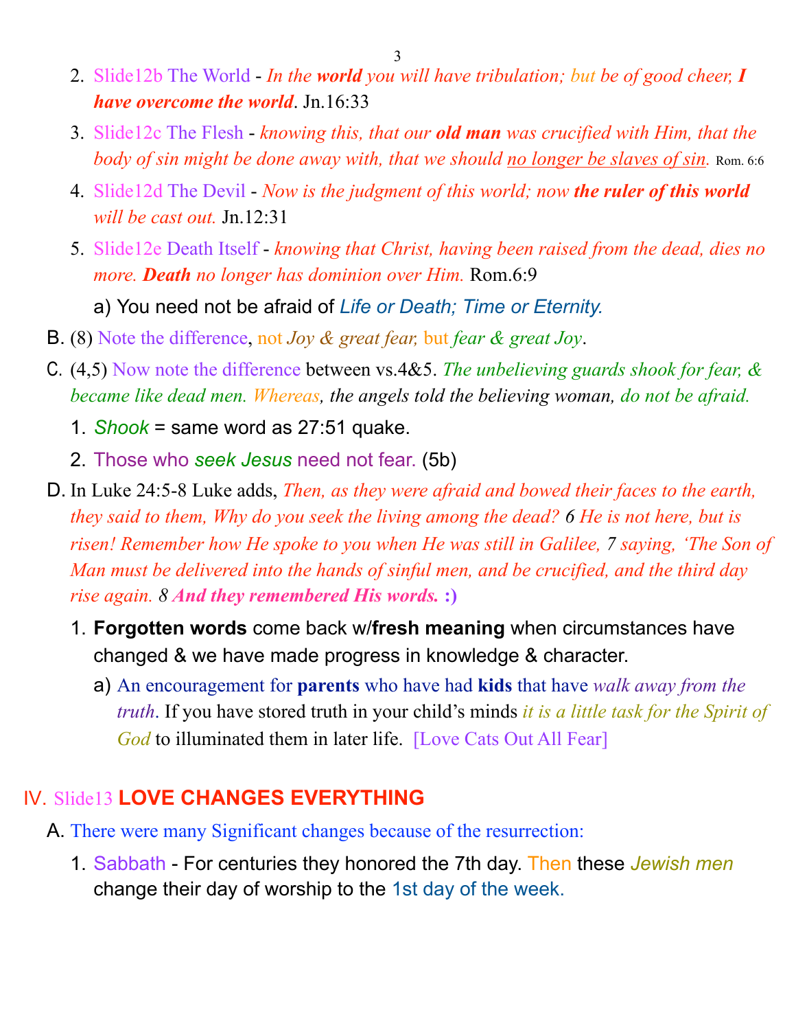2. Slide12b The World - *In the **world** you will have tribulation; but be of good cheer, **I have overcome the world***. Jn.16:33
3. Slide12c The Flesh - *knowing this, that our **old man** was crucified with Him, that the body of sin might be done away with, that we should <u>no longer be slaves of sin</u>.* Rom. 6:6
4. Slide12d The Devil - *Now is the judgment of this world; now **the ruler of this world** will be cast out.* Jn.12:31
5. Slide12e Death Itself - *knowing that Christ, having been raised from the dead, dies no more. **Death** no longer has dominion over Him.* Rom.6:9
   a) You need not be afraid of *Life or Death; Time or Eternity.*

B. (8) Note the difference, not *Joy & great fear,* but *fear & great Joy*.

C. (4,5) Now note the difference between vs.4&5. *The unbelieving guards shook for fear, & became like dead men. Whereas, the angels told the believing woman, do not be afraid.*
   1. *Shook* = same word as 27:51 quake.
   2. Those who *seek Jesus* need not fear. (5b)

D. In Luke 24:5-8 Luke adds, *Then, as they were afraid and bowed their faces to the earth, they said to them, Why do you seek the living among the dead? 6 He is not here, but is risen! Remember how He spoke to you when He was still in Galilee, 7 saying, 'The Son of Man must be delivered into the hands of sinful men, and be crucified, and the third day rise again. 8 **And they remembered His words.*** **:)**
   1. **Forgotten words** come back w/**fresh meaning** when circumstances have changed & we have made progress in knowledge & character.
      a) An encouragement for **parents** who have had **kids** that have *walk away from the truth*. If you have stored truth in your child's minds *it is a little task for the Spirit of God* to illuminated them in later life. [Love Cats Out All Fear]

## IV. Slide13 **LOVE CHANGES EVERYTHING**

A. There were many Significant changes because of the resurrection:
   1. Sabbath - For centuries they honored the 7th day. Then these *Jewish men* change their day of worship to the 1st day of the week.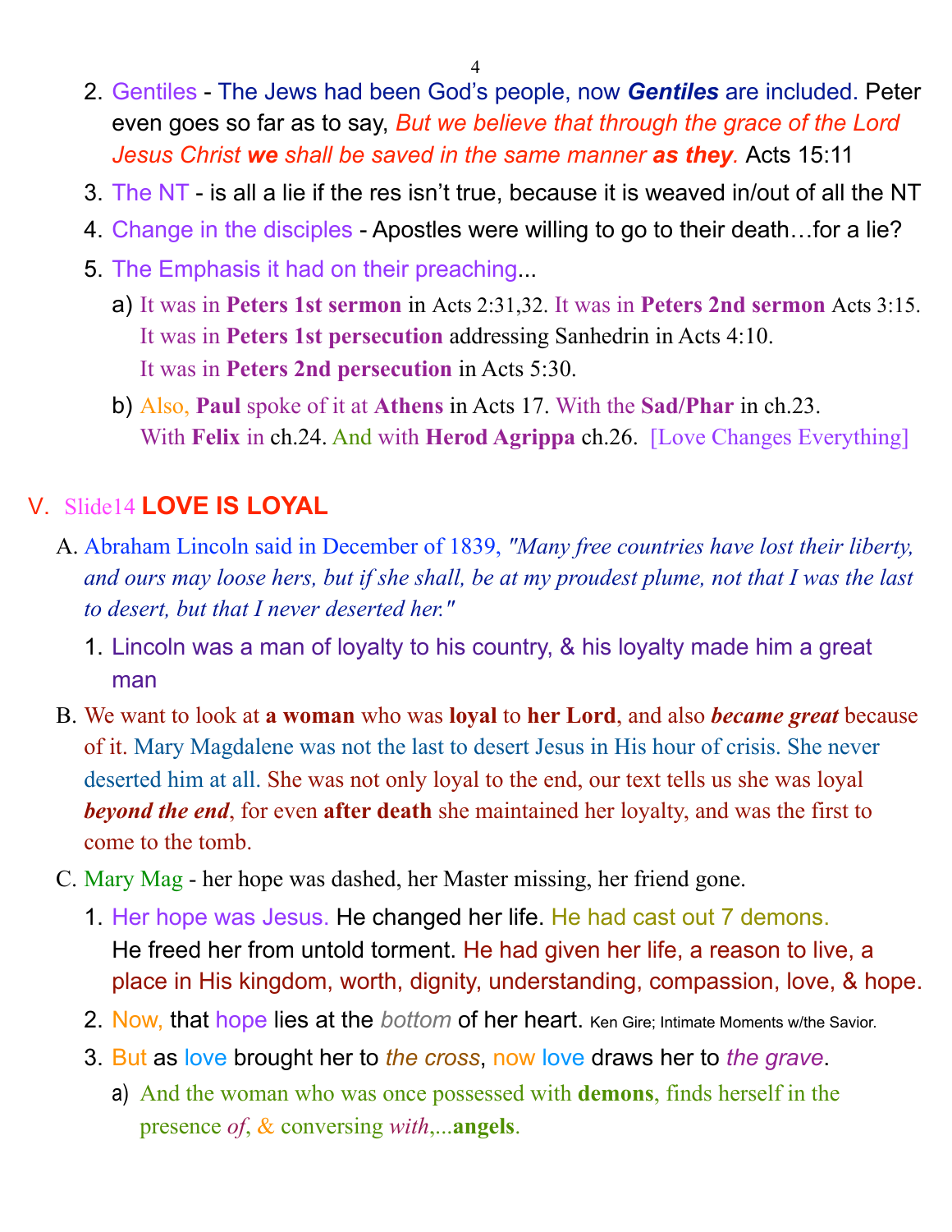2. Gentiles - The Jews had been God's people, now ***Gentiles*** are included. Peter even goes so far as to say, *But we believe that through the grace of the Lord Jesus Christ **we** shall be saved in the same manner **as they**.* Acts 15:11
3. The NT - is all a lie if the res isn't true, because it is weaved in/out of all the NT
4. Change in the disciples - Apostles were willing to go to their death…for a lie?
5. The Emphasis it had on their preaching...
   a) It was in **Peters 1st sermon** in Acts 2:31,32. It was in **Peters 2nd sermon** Acts 3:15. It was in **Peters 1st persecution** addressing Sanhedrin in Acts 4:10. It was in **Peters 2nd persecution** in Acts 5:30.
   b) Also, **Paul** spoke of it at **Athens** in Acts 17. With the **Sad/Phar** in ch.23. With **Felix** in ch.24. And with **Herod Agrippa** ch.26. [Love Changes Everything]

## V. Slide14 **LOVE IS LOYAL**

A. Abraham Lincoln said in December of 1839, *"Many free countries have lost their liberty, and ours may loose hers, but if she shall, be at my proudest plume, not that I was the last to desert, but that I never deserted her."*
   1. Lincoln was a man of loyalty to his country, & his loyalty made him a great man

B. We want to look at **a woman** who was **loyal** to **her Lord**, and also ***became great*** because of it. Mary Magdalene was not the last to desert Jesus in His hour of crisis. She never deserted him at all. She was not only loyal to the end, our text tells us she was loyal ***beyond the end***, for even **after death** she maintained her loyalty, and was the first to come to the tomb.

C. Mary Mag - her hope was dashed, her Master missing, her friend gone.
   1. Her hope was Jesus. He changed her life. He had cast out 7 demons. He freed her from untold torment. He had given her life, a reason to live, a place in His kingdom, worth, dignity, understanding, compassion, love, & hope.
   2. Now, that hope lies at the *bottom* of her heart. Ken Gire; Intimate Moments w/the Savior.
   3. But as love brought her to *the cross*, now love draws her to *the grave*.
      a) And the woman who was once possessed with **demons**, finds herself in the presence *of*, & conversing *with*,...**angels**.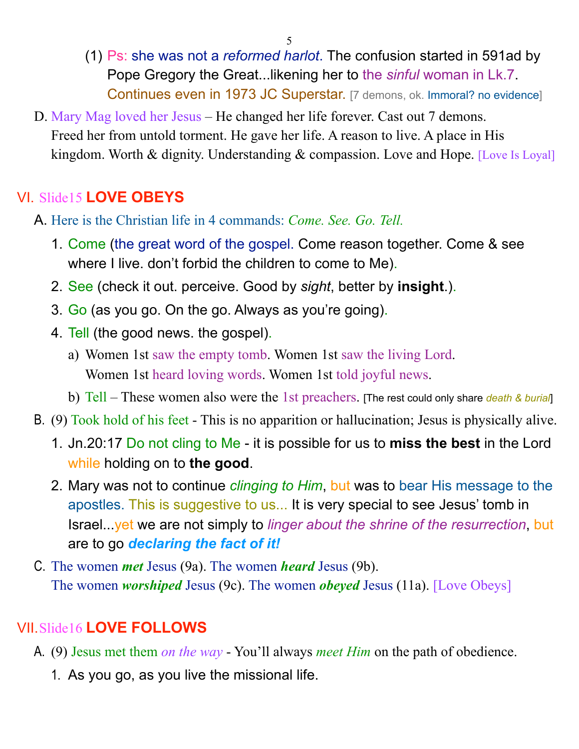(1) Ps: she was not a *reformed harlot*. The confusion started in 591ad by Pope Gregory the Great...likening her to the *sinful* woman in Lk.7. Continues even in 1973 JC Superstar. [7 demons, ok. Immoral? no evidence]

D. Mary Mag loved her Jesus – He changed her life forever. Cast out 7 demons. Freed her from untold torment. He gave her life. A reason to live. A place in His kingdom. Worth & dignity. Understanding & compassion. Love and Hope. [Love Is Loyal]

## VI. Slide15 **LOVE OBEYS**

A. Here is the Christian life in 4 commands: *Come. See. Go. Tell.*

1. Come (the great word of the gospel. Come reason together. Come & see where I live. don't forbid the children to come to Me).
2. See (check it out. perceive. Good by *sight*, better by **insight**.).
3. Go (as you go. On the go. Always as you're going).
4. Tell (the good news. the gospel).
   a) Women 1st saw the empty tomb. Women 1st saw the living Lord. Women 1st heard loving words. Women 1st told joyful news.
   b) Tell – These women also were the 1st preachers. [The rest could only share *death & burial*]

B. (9) Took hold of his feet - This is no apparition or hallucination; Jesus is physically alive.

1. Jn.20:17 Do not cling to Me - it is possible for us to **miss the best** in the Lord while holding on to **the good**.
2. Mary was not to continue *clinging to Him*, but was to bear His message to the apostles. This is suggestive to us... It is very special to see Jesus' tomb in Israel...yet we are not simply to *linger about the shrine of the resurrection*, but are to go ***declaring the fact of it!***

C. The women ***met*** Jesus (9a). The women ***heard*** Jesus (9b). The women ***worshiped*** Jesus (9c). The women ***obeyed*** Jesus (11a). [Love Obeys]

## VII. Slide16 **LOVE FOLLOWS**

A. (9) Jesus met them *on the way* - You'll always *meet Him* on the path of obedience.

1. As you go, as you live the missional life.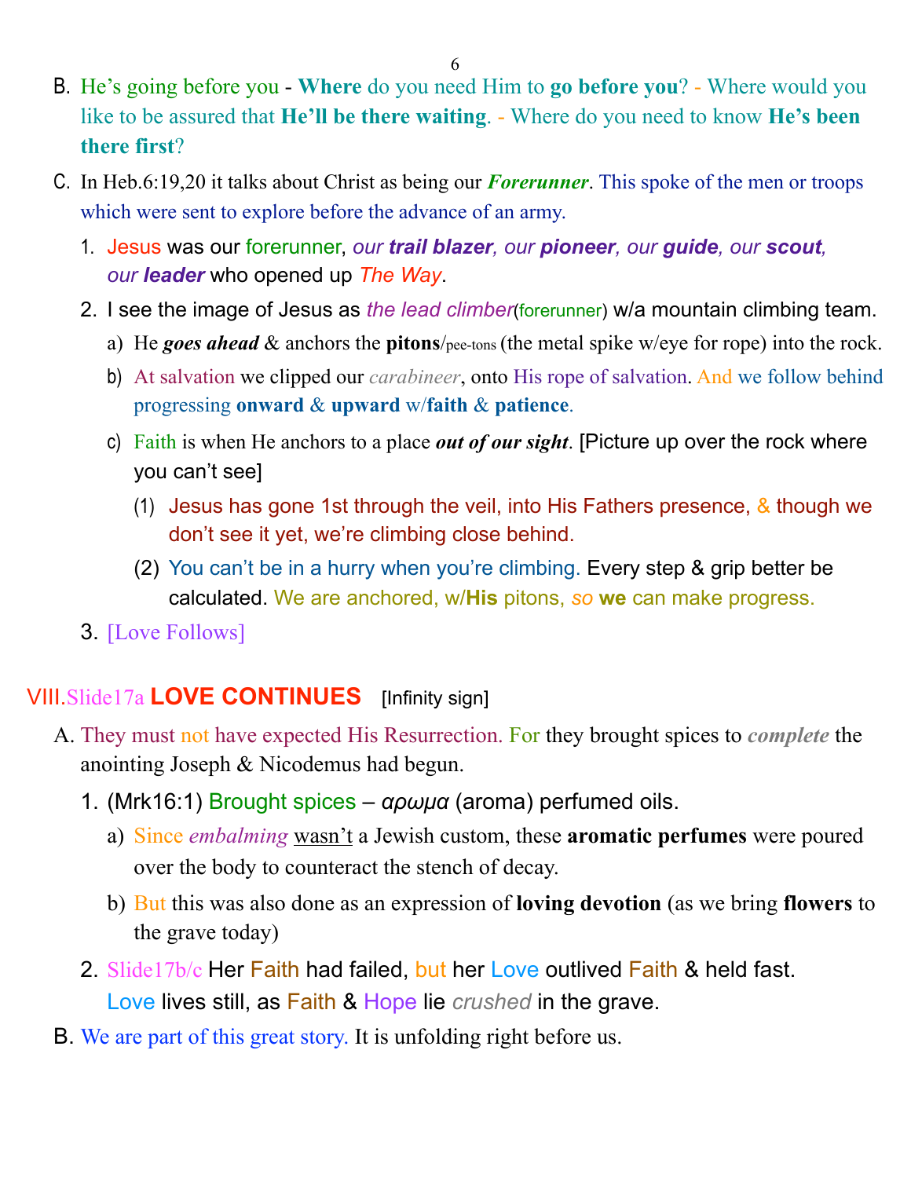B. He's going before you - **Where** do you need Him to **go before you**? - Where would you like to be assured that **He'll be there waiting**. - Where do you need to know **He's been there first**?

C. In Heb.6:19,20 it talks about Christ as being our ***Forerunner***. This spoke of the men or troops which were sent to explore before the advance of an army.

   1. Jesus was our forerunner, *our **trail blazer**, our **pioneer**, our **guide**, our **scout**, our **leader*** who opened up *The Way*.
   2. I see the image of Jesus as *the lead climber*(forerunner) w/a mountain climbing team.
      a) He ***goes ahead*** & anchors the **pitons**/pee-tons (the metal spike w/eye for rope) into the rock.
      b) At salvation we clipped our *carabineer*, onto His rope of salvation. And we follow behind progressing **onward** & **upward** w/**faith** & **patience**.
      c) Faith is when He anchors to a place ***out of our sight***. [Picture up over the rock where you can't see]
         (1) Jesus has gone 1st through the veil, into His Fathers presence, & though we don't see it yet, we're climbing close behind.
         (2) You can't be in a hurry when you're climbing. Every step & grip better be calculated. We are anchored, w/**His** pitons, *so* **we** can make progress.
   3. [Love Follows]

## VIII. Slide17a **LOVE CONTINUES** [Infinity sign]

A. They must not have expected His Resurrection. For they brought spices to ***complete*** the anointing Joseph & Nicodemus had begun.

   1. (Mrk16:1) Brought spices – *αρωμα* (aroma) perfumed oils.
      a) Since *embalming* wasn't a Jewish custom, these **aromatic perfumes** were poured over the body to counteract the stench of decay.
      b) But this was also done as an expression of **loving devotion** (as we bring **flowers** to the grave today)
   2. Slide17b/c Her Faith had failed, but her Love outlived Faith & held fast. Love lives still, as Faith & Hope lie *crushed* in the grave.

B. We are part of this great story. It is unfolding right before us.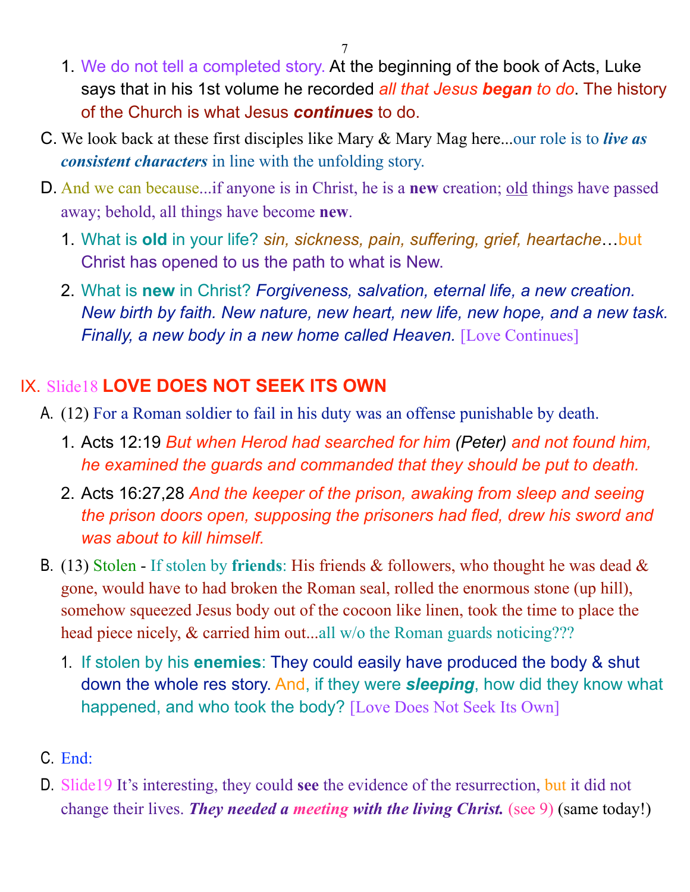1. We do not tell a completed story. At the beginning of the book of Acts, Luke says that in his 1st volume he recorded *all that Jesus **began** to do*. The history of the Church is what Jesus ***continues*** to do.

C. We look back at these first disciples like Mary & Mary Mag here...our role is to ***live as consistent characters*** in line with the unfolding story.

D. And we can because...if anyone is in Christ, he is a **new** creation; old things have passed away; behold, all things have become **new**.

1. What is **old** in your life? *sin, sickness, pain, suffering, grief, heartache*…but Christ has opened to us the path to what is New.
2. What is **new** in Christ? *Forgiveness, salvation, eternal life, a new creation. New birth by faith. New nature, new heart, new life, new hope, and a new task. Finally, a new body in a new home called Heaven.* [Love Continues]

## IX. Slide18 **LOVE DOES NOT SEEK ITS OWN**

A. (12) For a Roman soldier to fail in his duty was an offense punishable by death.

1. Acts 12:19 *But when Herod had searched for him* (Peter) *and not found him, he examined the guards and commanded that they should be put to death.*
2. Acts 16:27,28 *And the keeper of the prison, awaking from sleep and seeing the prison doors open, supposing the prisoners had fled, drew his sword and was about to kill himself.*

B. (13) Stolen - If stolen by **friends**: His friends & followers, who thought he was dead & gone, would have to had broken the Roman seal, rolled the enormous stone (up hill), somehow squeezed Jesus body out of the cocoon like linen, took the time to place the head piece nicely, & carried him out...all w/o the Roman guards noticing???

1. If stolen by his **enemies**: They could easily have produced the body & shut down the whole res story. And, if they were ***sleeping***, how did they know what happened, and who took the body? [Love Does Not Seek Its Own]

C. End:

D. Slide19 It's interesting, they could **see** the evidence of the resurrection, but it did not change their lives. ***They needed a meeting with the living Christ.*** (see 9) (same today!)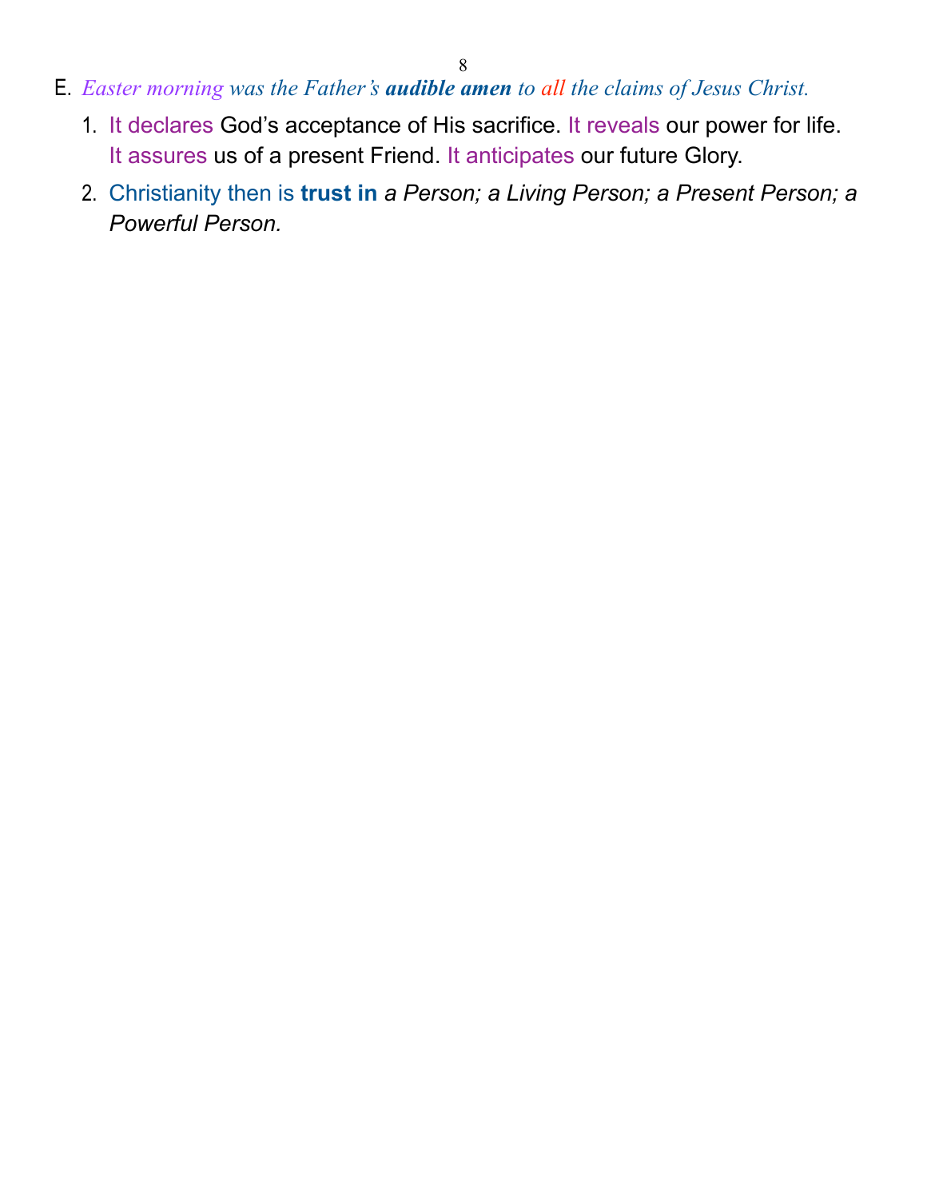E. *Easter morning was the Father's **audible amen** to all the claims of Jesus Christ.*

1. It declares God's acceptance of His sacrifice. It reveals our power for life. It assures us of a present Friend. It anticipates our future Glory.
2. Christianity then is **trust in** *a Person; a Living Person; a Present Person; a Powerful Person.*